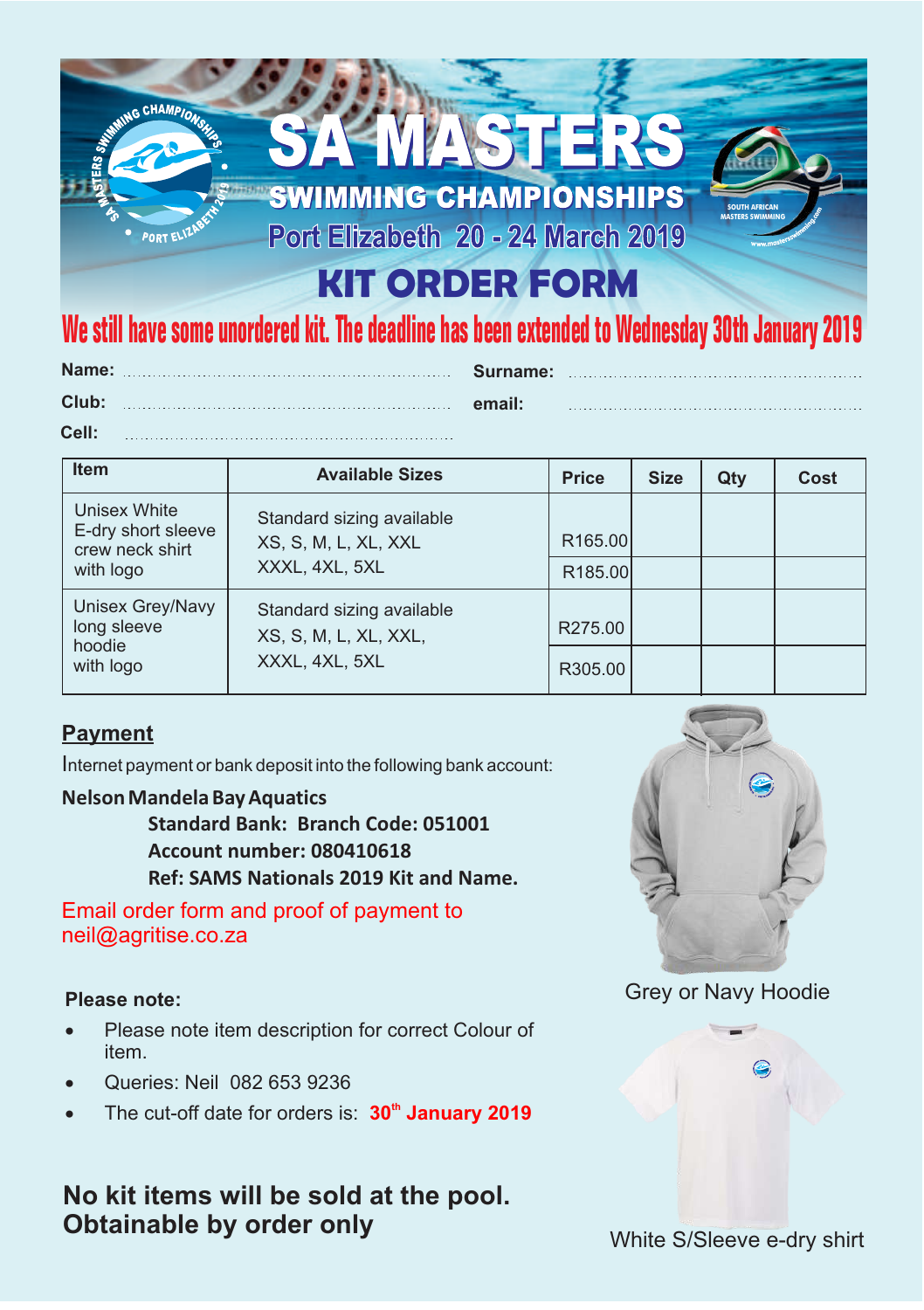# SA MASTERS

## SWIMMING CHAMPIONSHIPS

### Port Elizabeth 20 - 24 March 2019

# KIT ORDER FORM

**We still have some unordered kit. The deadline has been extended to Wednesday 30th January 2019**

**Name:** ........................................ **Surname:** ........................................

**Club:** ........................................ **email:** ........................................

**Cell:** ........................................

| Item | Available Sizes | Price | Size | Qty | Cost |
|---|---|---|---|---|---|
| Unisex White E-dry short sleeve crew neck shirt with logo | Standard sizing available XS, S, M, L, XL, XXL | R165.00 | | | |
| | XXXL, 4XL, 5XL | R185.00 | | | |
| Unisex Grey/Navy long sleeve hoodie with logo | Standard sizing available XS, S, M, L, XL, XXL, | R275.00 | | | |
| | XXXL, 4XL, 5XL | R305.00 | | | |

## Payment

Internet payment or bank deposit into the following bank account:

**Nelson Mandela Bay Aquatics**

**Standard Bank: Branch Code: 051001**
**Account number: 080410618**
**Ref: SAMS Nationals 2019 Kit and Name.**

Email order form and proof of payment to neil@agritise.co.za

Grey or Navy Hoodie

White S/Sleeve e-dry shirt

**Please note:**

- Please note item description for correct Colour of item.
- Queries: Neil 082 653 9236
- The cut-off date for orders is: **30th January 2019**

**No kit items will be sold at the pool. Obtainable by order only**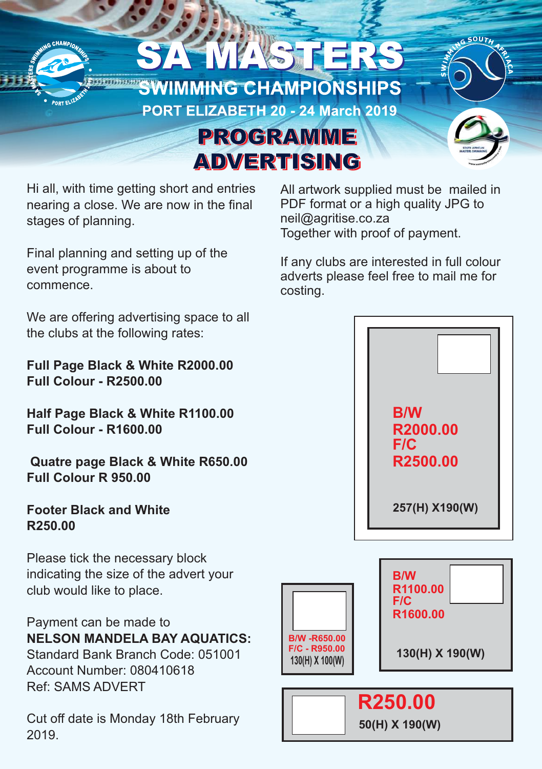# SA MASTERS

## SWIMMING CHAMPIONSHIPS

PORT ELIZABETH 20 - 24 March 2019

## PROGRAMME ADVERTISING

Hi all, with time getting short and entries nearing a close. We are now in the final stages of planning.

Final planning and setting up of the event programme is about to commence.

We are offering advertising space to all the clubs at the following rates:

**Full Page Black & White R2000.00**
**Full Colour - R2500.00**

**Half Page Black & White R1100.00**
**Full Colour - R1600.00**

**Quatre page Black & White R650.00**
**Full Colour R 950.00**

**Footer Black and White**
**R250.00**

Please tick the necessary block indicating the size of the advert your club would like to place.

Payment can be made to
**NELSON MANDELA BAY AQUATICS:**
Standard Bank Branch Code: 051001
Account Number: 080410618
Ref: SAMS ADVERT

Cut off date is Monday 18th February 2019.

All artwork supplied must be mailed in PDF format or a high quality JPG to neil@agritise.co.za
Together with proof of payment.

If any clubs are interested in full colour adverts please feel free to mail me for costing.

B/W
R2000.00
F/C
R2500.00
257(H) X190(W)

B/W
R1100.00
F/C
R1600.00
130(H) X 190(W)

B/W -R650.00
F/C - R950.00
130(H) X 100(W)

R250.00
50(H) X 190(W)